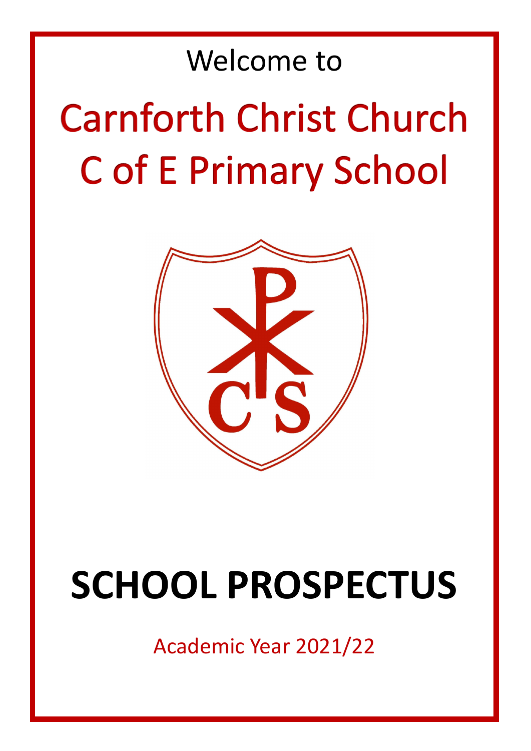Welcome to

# Carnforth Christ Church C of E Primary School

# SCHOOL PROSPECTUS

Academic Year 2021/22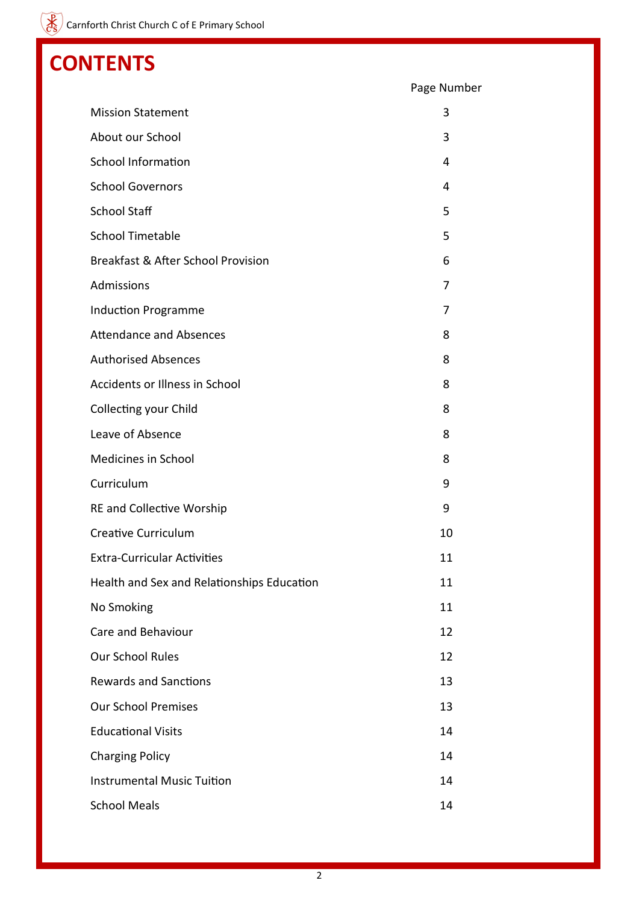# CONTENTS

| | Page Number |
|---|---|
| Mission Statement | 3 |
| About our School | 3 |
| School Information | 4 |
| School Governors | 4 |
| School Staff | 5 |
| School Timetable | 5 |
| Breakfast & After School Provision | 6 |
| Admissions | 7 |
| Induction Programme | 7 |
| Attendance and Absences | 8 |
| Authorised Absences | 8 |
| Accidents or Illness in School | 8 |
| Collecting your Child | 8 |
| Leave of Absence | 8 |
| Medicines in School | 8 |
| Curriculum | 9 |
| RE and Collective Worship | 9 |
| Creative Curriculum | 10 |
| Extra-Curricular Activities | 11 |
| Health and Sex and Relationships Education | 11 |
| No Smoking | 11 |
| Care and Behaviour | 12 |
| Our School Rules | 12 |
| Rewards and Sanctions | 13 |
| Our School Premises | 13 |
| Educational Visits | 14 |
| Charging Policy | 14 |
| Instrumental Music Tuition | 14 |
| School Meals | 14 |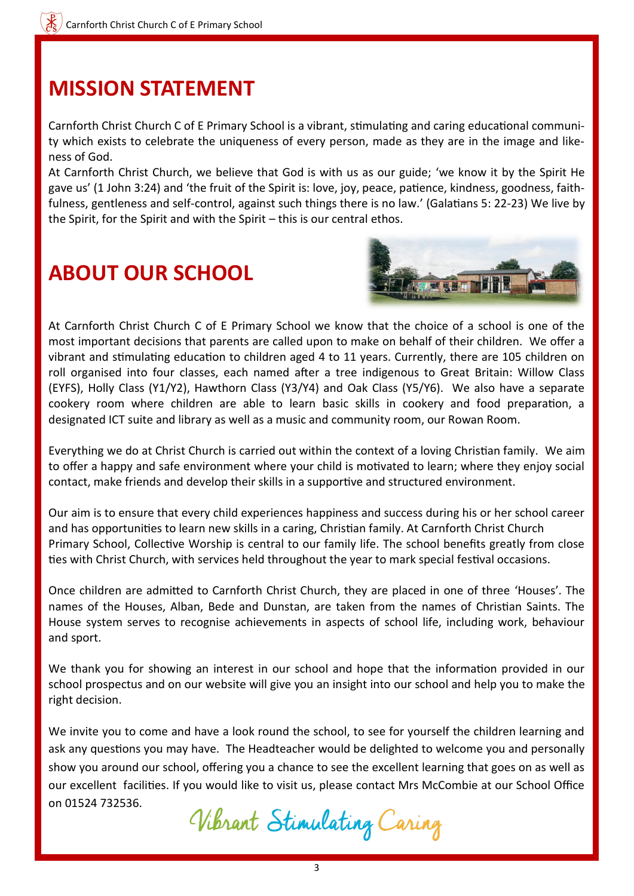## MISSION STATEMENT

Carnforth Christ Church C of E Primary School is a vibrant, stimulating and caring educational community which exists to celebrate the uniqueness of every person, made as they are in the image and likeness of God.

At Carnforth Christ Church, we believe that God is with us as our guide; 'we know it by the Spirit He gave us' (1 John 3:24) and 'the fruit of the Spirit is: love, joy, peace, patience, kindness, goodness, faithfulness, gentleness and self-control, against such things there is no law.' (Galatians 5: 22-23) We live by the Spirit, for the Spirit and with the Spirit – this is our central ethos.

## ABOUT OUR SCHOOL

At Carnforth Christ Church C of E Primary School we know that the choice of a school is one of the most important decisions that parents are called upon to make on behalf of their children. We offer a vibrant and stimulating education to children aged 4 to 11 years. Currently, there are 105 children on roll organised into four classes, each named after a tree indigenous to Great Britain: Willow Class (EYFS), Holly Class (Y1/Y2), Hawthorn Class (Y3/Y4) and Oak Class (Y5/Y6). We also have a separate cookery room where children are able to learn basic skills in cookery and food preparation, a designated ICT suite and library as well as a music and community room, our Rowan Room.

Everything we do at Christ Church is carried out within the context of a loving Christian family. We aim to offer a happy and safe environment where your child is motivated to learn; where they enjoy social contact, make friends and develop their skills in a supportive and structured environment.

Our aim is to ensure that every child experiences happiness and success during his or her school career and has opportunities to learn new skills in a caring, Christian family. At Carnforth Christ Church Primary School, Collective Worship is central to our family life. The school benefits greatly from close ties with Christ Church, with services held throughout the year to mark special festival occasions.

Once children are admitted to Carnforth Christ Church, they are placed in one of three 'Houses'. The names of the Houses, Alban, Bede and Dunstan, are taken from the names of Christian Saints. The House system serves to recognise achievements in aspects of school life, including work, behaviour and sport.

We thank you for showing an interest in our school and hope that the information provided in our school prospectus and on our website will give you an insight into our school and help you to make the right decision.

We invite you to come and have a look round the school, to see for yourself the children learning and ask any questions you may have. The Headteacher would be delighted to welcome you and personally show you around our school, offering you a chance to see the excellent learning that goes on as well as our excellent facilities. If you would like to visit us, please contact Mrs McCombie at our School Office on 01524 732536.

*Vibrant Stimulating Caring*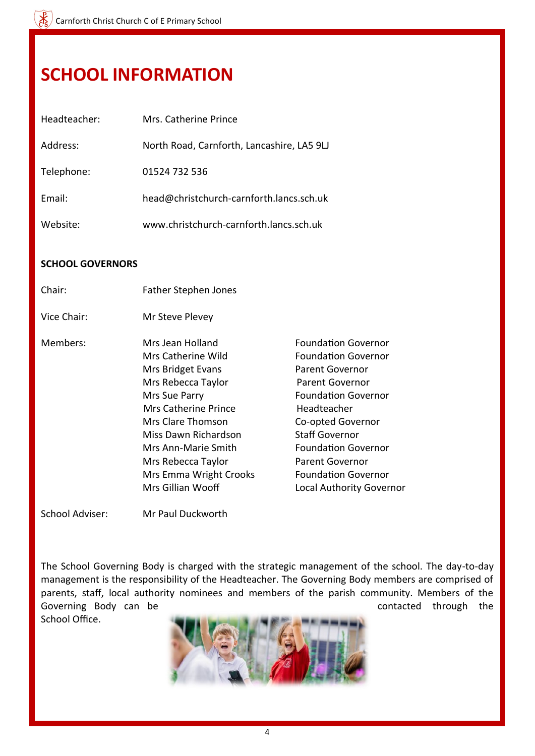# SCHOOL INFORMATION

| | |
|---|---|
| Headteacher: | Mrs. Catherine Prince |
| Address: | North Road, Carnforth, Lancashire, LA5 9LJ |
| Telephone: | 01524 732 536 |
| Email: | head@christchurch-carnforth.lancs.sch.uk |
| Website: | www.christchurch-carnforth.lancs.sch.uk |

**SCHOOL GOVERNORS**

| | | |
|---|---|---|
| Chair: | Father Stephen Jones | |
| Vice Chair: | Mr Steve Plevey | |
| Members: | Mrs Jean Holland | Foundation Governor |
| | Mrs Catherine Wild | Foundation Governor |
| | Mrs Bridget Evans | Parent Governor |
| | Mrs Rebecca Taylor | Parent Governor |
| | Mrs Sue Parry | Foundation Governor |
| | Mrs Catherine Prince | Headteacher |
| | Mrs Clare Thomson | Co-opted Governor |
| | Miss Dawn Richardson | Staff Governor |
| | Mrs Ann-Marie Smith | Foundation Governor |
| | Mrs Rebecca Taylor | Parent Governor |
| | Mrs Emma Wright Crooks | Foundation Governor |
| | Mrs Gillian Wooff | Local Authority Governor |
| School Adviser: | Mr Paul Duckworth | |

The School Governing Body is charged with the strategic management of the school. The day-to-day management is the responsibility of the Headteacher. The Governing Body members are comprised of parents, staff, local authority nominees and members of the parish community. Members of the Governing Body can be contacted through the School Office.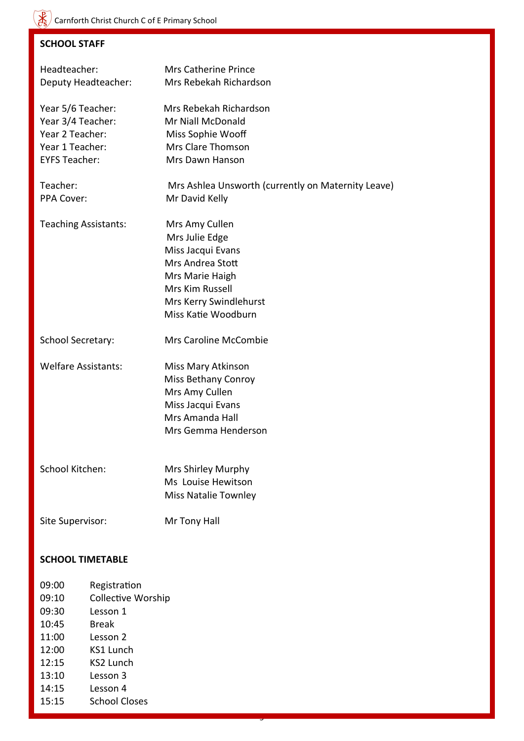## SCHOOL STAFF

| | |
|---|---|
| Headteacher: | Mrs Catherine Prince |
| Deputy Headteacher: | Mrs Rebekah Richardson |
| | |
| Year 5/6 Teacher: | Mrs Rebekah Richardson |
| Year 3/4 Teacher: | Mr Niall McDonald |
| Year 2 Teacher: | Miss Sophie Wooff |
| Year 1 Teacher: | Mrs Clare Thomson |
| EYFS Teacher: | Mrs Dawn Hanson |
| | |
| Teacher: | Mrs Ashlea Unsworth (currently on Maternity Leave) |
| PPA Cover: | Mr David Kelly |
| | |
| Teaching Assistants: | Mrs Amy Cullen |
| | Mrs Julie Edge |
| | Miss Jacqui Evans |
| | Mrs Andrea Stott |
| | Mrs Marie Haigh |
| | Mrs Kim Russell |
| | Mrs Kerry Swindlehurst |
| | Miss Katie Woodburn |
| | |
| School Secretary: | Mrs Caroline McCombie |
| | |
| Welfare Assistants: | Miss Mary Atkinson |
| | Miss Bethany Conroy |
| | Mrs Amy Cullen |
| | Miss Jacqui Evans |
| | Mrs Amanda Hall |
| | Mrs Gemma Henderson |
| | |
| School Kitchen: | Mrs Shirley Murphy |
| | Ms Louise Hewitson |
| | Miss Natalie Townley |
| | |
| Site Supervisor: | Mr Tony Hall |

## SCHOOL TIMETABLE

| | |
|---|---|
| 09:00 | Registration |
| 09:10 | Collective Worship |
| 09:30 | Lesson 1 |
| 10:45 | Break |
| 11:00 | Lesson 2 |
| 12:00 | KS1 Lunch |
| 12:15 | KS2 Lunch |
| 13:10 | Lesson 3 |
| 14:15 | Lesson 4 |
| 15:15 | School Closes |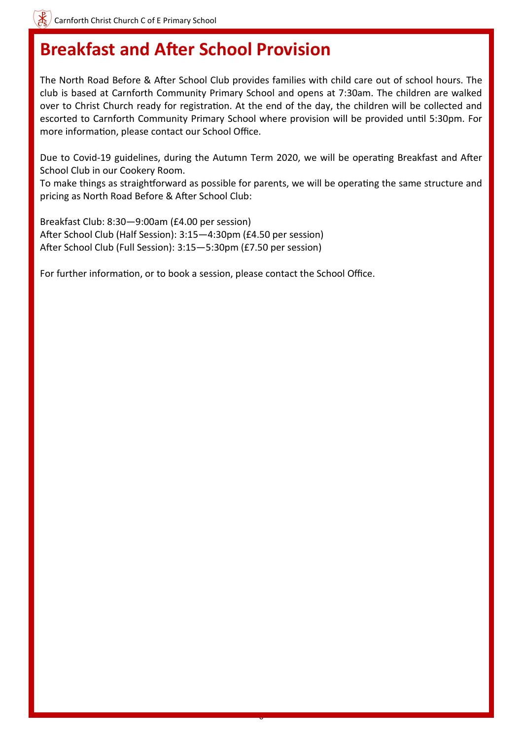# Breakfast and After School Provision

The North Road Before & After School Club provides families with child care out of school hours. The club is based at Carnforth Community Primary School and opens at 7:30am. The children are walked over to Christ Church ready for registration. At the end of the day, the children will be collected and escorted to Carnforth Community Primary School where provision will be provided until 5:30pm. For more information, please contact our School Office.

Due to Covid-19 guidelines, during the Autumn Term 2020, we will be operating Breakfast and After School Club in our Cookery Room.
To make things as straightforward as possible for parents, we will be operating the same structure and pricing as North Road Before & After School Club:

Breakfast Club: 8:30—9:00am (£4.00 per session)
After School Club (Half Session): 3:15—4:30pm (£4.50 per session)
After School Club (Full Session): 3:15—5:30pm (£7.50 per session)

For further information, or to book a session, please contact the School Office.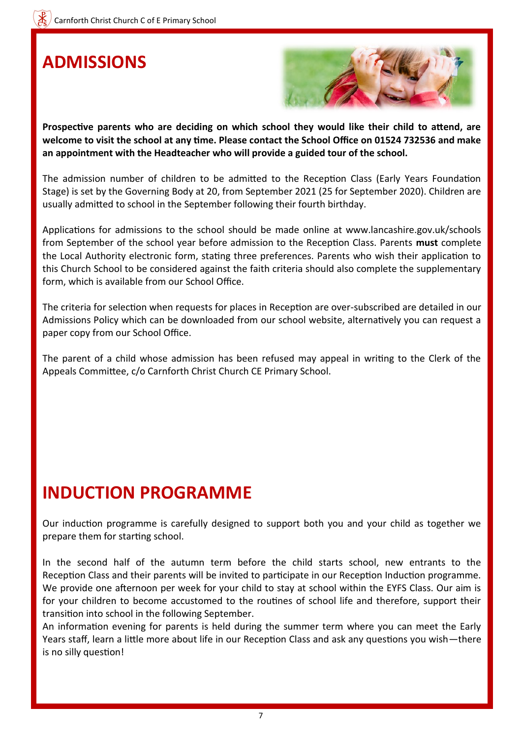# ADMISSIONS

**Prospective parents who are deciding on which school they would like their child to attend, are welcome to visit the school at any time. Please contact the School Office on 01524 732536 and make an appointment with the Headteacher who will provide a guided tour of the school.**

The admission number of children to be admitted to the Reception Class (Early Years Foundation Stage) is set by the Governing Body at 20, from September 2021 (25 for September 2020). Children are usually admitted to school in the September following their fourth birthday.

Applications for admissions to the school should be made online at www.lancashire.gov.uk/schools from September of the school year before admission to the Reception Class. Parents **must** complete the Local Authority electronic form, stating three preferences. Parents who wish their application to this Church School to be considered against the faith criteria should also complete the supplementary form, which is available from our School Office.

The criteria for selection when requests for places in Reception are over-subscribed are detailed in our Admissions Policy which can be downloaded from our school website, alternatively you can request a paper copy from our School Office.

The parent of a child whose admission has been refused may appeal in writing to the Clerk of the Appeals Committee, c/o Carnforth Christ Church CE Primary School.

# INDUCTION PROGRAMME

Our induction programme is carefully designed to support both you and your child as together we prepare them for starting school.

In the second half of the autumn term before the child starts school, new entrants to the Reception Class and their parents will be invited to participate in our Reception Induction programme. We provide one afternoon per week for your child to stay at school within the EYFS Class. Our aim is for your children to become accustomed to the routines of school life and therefore, support their transition into school in the following September.

An information evening for parents is held during the summer term where you can meet the Early Years staff, learn a little more about life in our Reception Class and ask any questions you wish—there is no silly question!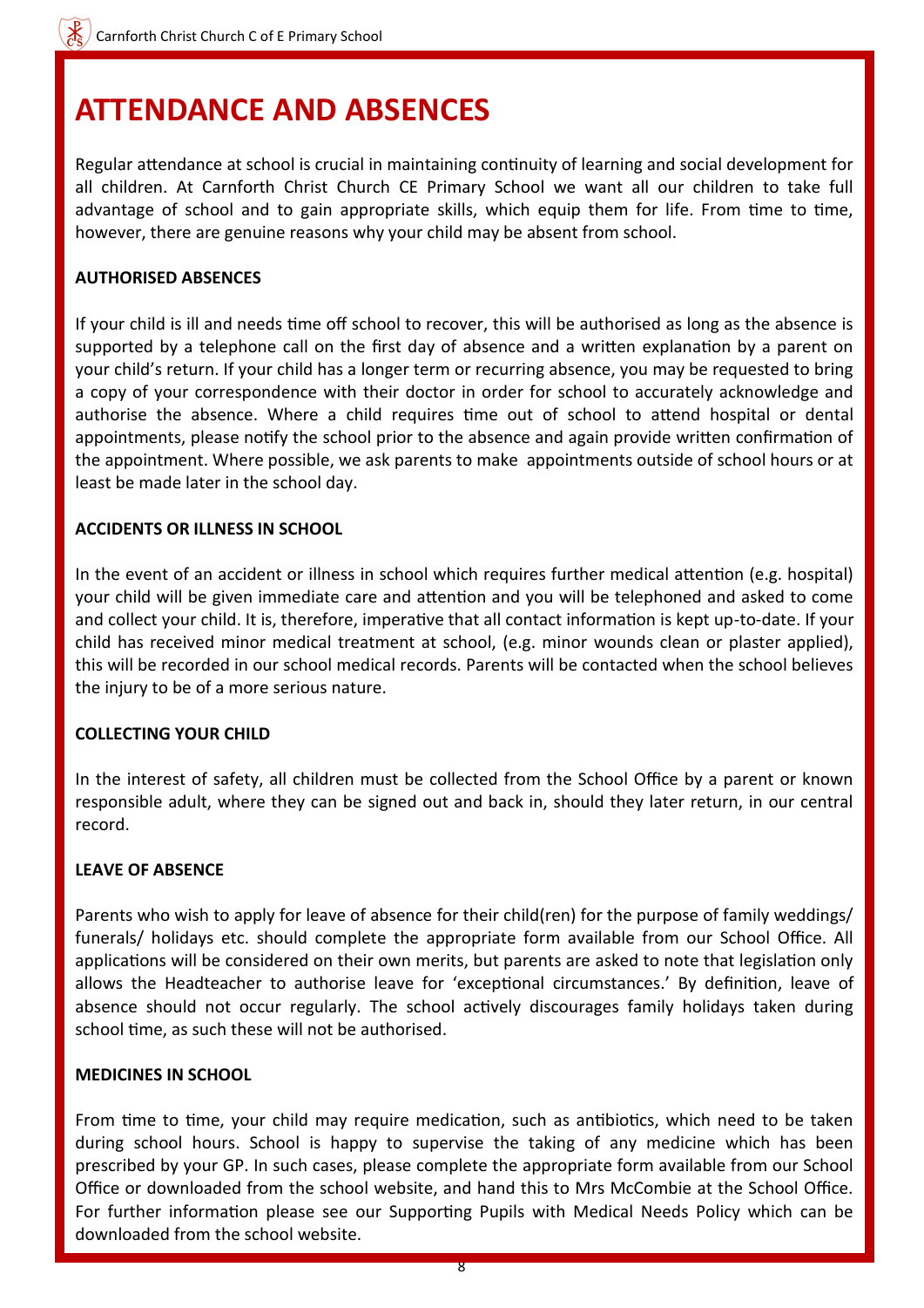# ATTENDANCE AND ABSENCES

Regular attendance at school is crucial in maintaining continuity of learning and social development for all children. At Carnforth Christ Church CE Primary School we want all our children to take full advantage of school and to gain appropriate skills, which equip them for life. From time to time, however, there are genuine reasons why your child may be absent from school.

**AUTHORISED ABSENCES**

If your child is ill and needs time off school to recover, this will be authorised as long as the absence is supported by a telephone call on the first day of absence and a written explanation by a parent on your child's return. If your child has a longer term or recurring absence, you may be requested to bring a copy of your correspondence with their doctor in order for school to accurately acknowledge and authorise the absence. Where a child requires time out of school to attend hospital or dental appointments, please notify the school prior to the absence and again provide written confirmation of the appointment. Where possible, we ask parents to make appointments outside of school hours or at least be made later in the school day.

**ACCIDENTS OR ILLNESS IN SCHOOL**

In the event of an accident or illness in school which requires further medical attention (e.g. hospital) your child will be given immediate care and attention and you will be telephoned and asked to come and collect your child. It is, therefore, imperative that all contact information is kept up-to-date. If your child has received minor medical treatment at school, (e.g. minor wounds clean or plaster applied), this will be recorded in our school medical records. Parents will be contacted when the school believes the injury to be of a more serious nature.

**COLLECTING YOUR CHILD**

In the interest of safety, all children must be collected from the School Office by a parent or known responsible adult, where they can be signed out and back in, should they later return, in our central record.

**LEAVE OF ABSENCE**

Parents who wish to apply for leave of absence for their child(ren) for the purpose of family weddings/ funerals/ holidays etc. should complete the appropriate form available from our School Office. All applications will be considered on their own merits, but parents are asked to note that legislation only allows the Headteacher to authorise leave for 'exceptional circumstances.' By definition, leave of absence should not occur regularly. The school actively discourages family holidays taken during school time, as such these will not be authorised.

**MEDICINES IN SCHOOL**

From time to time, your child may require medication, such as antibiotics, which need to be taken during school hours. School is happy to supervise the taking of any medicine which has been prescribed by your GP. In such cases, please complete the appropriate form available from our School Office or downloaded from the school website, and hand this to Mrs McCombie at the School Office. For further information please see our Supporting Pupils with Medical Needs Policy which can be downloaded from the school website.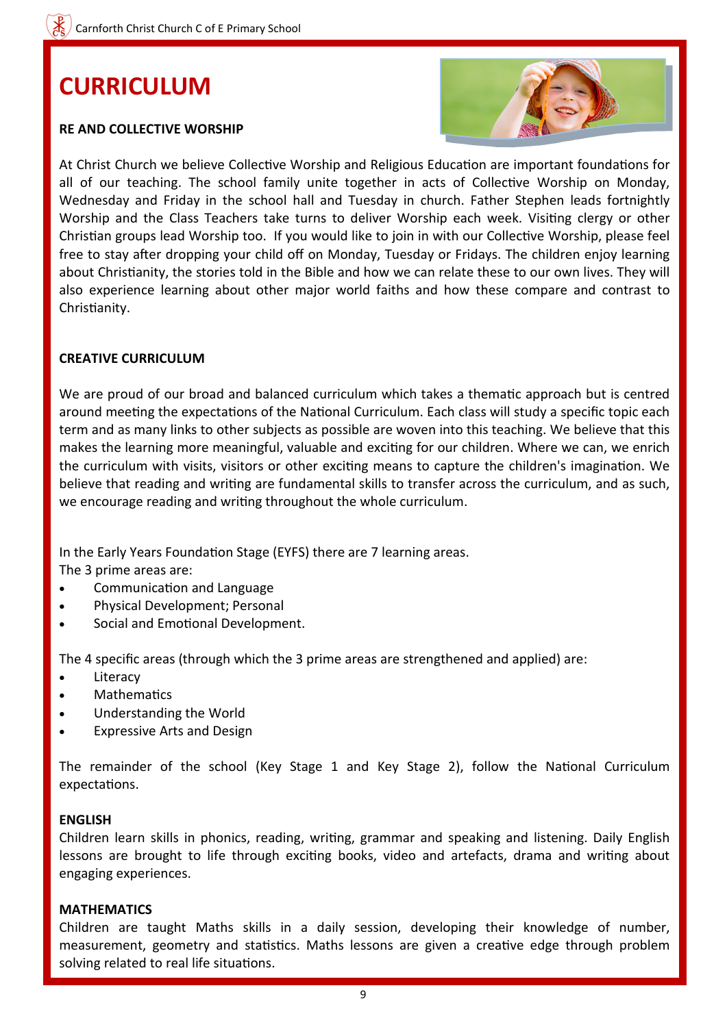# CURRICULUM

### RE AND COLLECTIVE WORSHIP

At Christ Church we believe Collective Worship and Religious Education are important foundations for all of our teaching. The school family unite together in acts of Collective Worship on Monday, Wednesday and Friday in the school hall and Tuesday in church. Father Stephen leads fortnightly Worship and the Class Teachers take turns to deliver Worship each week. Visiting clergy or other Christian groups lead Worship too. If you would like to join in with our Collective Worship, please feel free to stay after dropping your child off on Monday, Tuesday or Fridays. The children enjoy learning about Christianity, the stories told in the Bible and how we can relate these to our own lives. They will also experience learning about other major world faiths and how these compare and contrast to Christianity.

### CREATIVE CURRICULUM

We are proud of our broad and balanced curriculum which takes a thematic approach but is centred around meeting the expectations of the National Curriculum. Each class will study a specific topic each term and as many links to other subjects as possible are woven into this teaching. We believe that this makes the learning more meaningful, valuable and exciting for our children. Where we can, we enrich the curriculum with visits, visitors or other exciting means to capture the children's imagination. We believe that reading and writing are fundamental skills to transfer across the curriculum, and as such, we encourage reading and writing throughout the whole curriculum.

In the Early Years Foundation Stage (EYFS) there are 7 learning areas.
The 3 prime areas are:

- Communication and Language
- Physical Development; Personal
- Social and Emotional Development.

The 4 specific areas (through which the 3 prime areas are strengthened and applied) are:

- Literacy
- Mathematics
- Understanding the World
- Expressive Arts and Design

The remainder of the school (Key Stage 1 and Key Stage 2), follow the National Curriculum expectations.

### ENGLISH

Children learn skills in phonics, reading, writing, grammar and speaking and listening. Daily English lessons are brought to life through exciting books, video and artefacts, drama and writing about engaging experiences.

### MATHEMATICS

Children are taught Maths skills in a daily session, developing their knowledge of number, measurement, geometry and statistics. Maths lessons are given a creative edge through problem solving related to real life situations.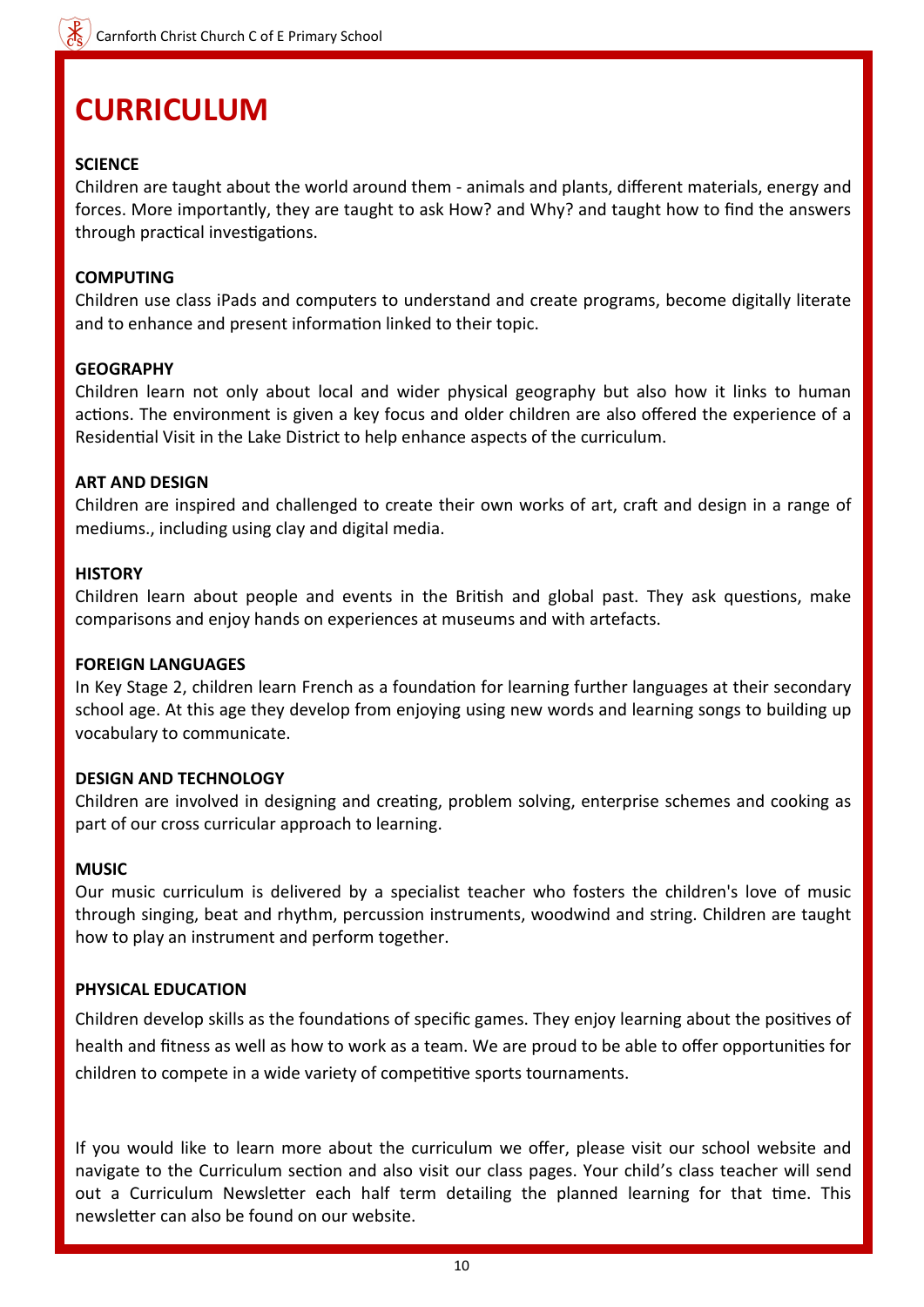# CURRICULUM

**SCIENCE**

Children are taught about the world around them - animals and plants, different materials, energy and forces. More importantly, they are taught to ask How? and Why? and taught how to find the answers through practical investigations.

**COMPUTING**

Children use class iPads and computers to understand and create programs, become digitally literate and to enhance and present information linked to their topic.

**GEOGRAPHY**

Children learn not only about local and wider physical geography but also how it links to human actions. The environment is given a key focus and older children are also offered the experience of a Residential Visit in the Lake District to help enhance aspects of the curriculum.

**ART AND DESIGN**

Children are inspired and challenged to create their own works of art, craft and design in a range of mediums., including using clay and digital media.

**HISTORY**

Children learn about people and events in the British and global past. They ask questions, make comparisons and enjoy hands on experiences at museums and with artefacts.

**FOREIGN LANGUAGES**

In Key Stage 2, children learn French as a foundation for learning further languages at their secondary school age. At this age they develop from enjoying using new words and learning songs to building up vocabulary to communicate.

**DESIGN AND TECHNOLOGY**

Children are involved in designing and creating, problem solving, enterprise schemes and cooking as part of our cross curricular approach to learning.

**MUSIC**

Our music curriculum is delivered by a specialist teacher who fosters the children's love of music through singing, beat and rhythm, percussion instruments, woodwind and string. Children are taught how to play an instrument and perform together.

**PHYSICAL EDUCATION**

Children develop skills as the foundations of specific games. They enjoy learning about the positives of health and fitness as well as how to work as a team. We are proud to be able to offer opportunities for children to compete in a wide variety of competitive sports tournaments.

If you would like to learn more about the curriculum we offer, please visit our school website and navigate to the Curriculum section and also visit our class pages. Your child's class teacher will send out a Curriculum Newsletter each half term detailing the planned learning for that time. This newsletter can also be found on our website.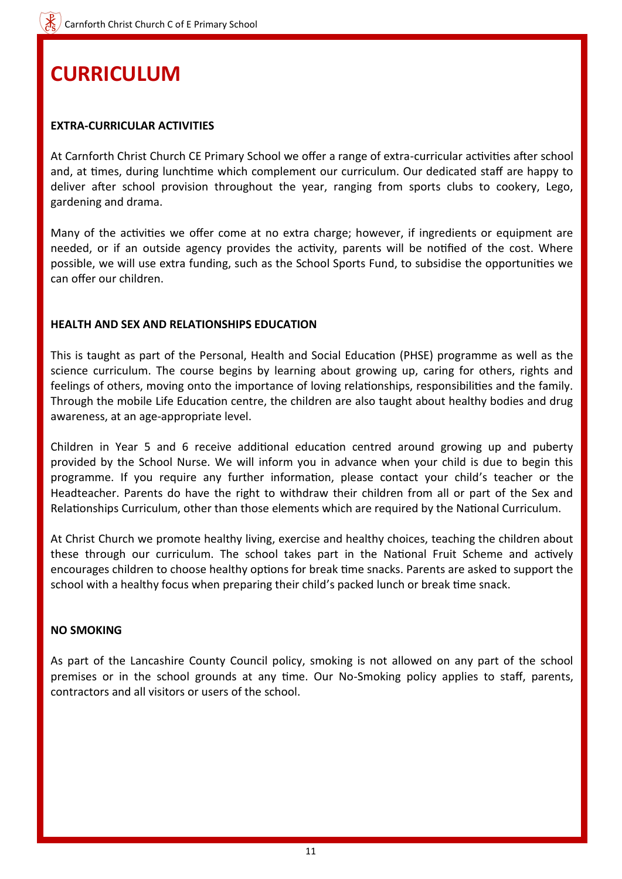# CURRICULUM

**EXTRA-CURRICULAR ACTIVITIES**

At Carnforth Christ Church CE Primary School we offer a range of extra-curricular activities after school and, at times, during lunchtime which complement our curriculum. Our dedicated staff are happy to deliver after school provision throughout the year, ranging from sports clubs to cookery, Lego, gardening and drama.

Many of the activities we offer come at no extra charge; however, if ingredients or equipment are needed, or if an outside agency provides the activity, parents will be notified of the cost. Where possible, we will use extra funding, such as the School Sports Fund, to subsidise the opportunities we can offer our children.

**HEALTH AND SEX AND RELATIONSHIPS EDUCATION**

This is taught as part of the Personal, Health and Social Education (PHSE) programme as well as the science curriculum. The course begins by learning about growing up, caring for others, rights and feelings of others, moving onto the importance of loving relationships, responsibilities and the family. Through the mobile Life Education centre, the children are also taught about healthy bodies and drug awareness, at an age-appropriate level.

Children in Year 5 and 6 receive additional education centred around growing up and puberty provided by the School Nurse. We will inform you in advance when your child is due to begin this programme. If you require any further information, please contact your child's teacher or the Headteacher. Parents do have the right to withdraw their children from all or part of the Sex and Relationships Curriculum, other than those elements which are required by the National Curriculum.

At Christ Church we promote healthy living, exercise and healthy choices, teaching the children about these through our curriculum. The school takes part in the National Fruit Scheme and actively encourages children to choose healthy options for break time snacks. Parents are asked to support the school with a healthy focus when preparing their child's packed lunch or break time snack.

**NO SMOKING**

As part of the Lancashire County Council policy, smoking is not allowed on any part of the school premises or in the school grounds at any time. Our No-Smoking policy applies to staff, parents, contractors and all visitors or users of the school.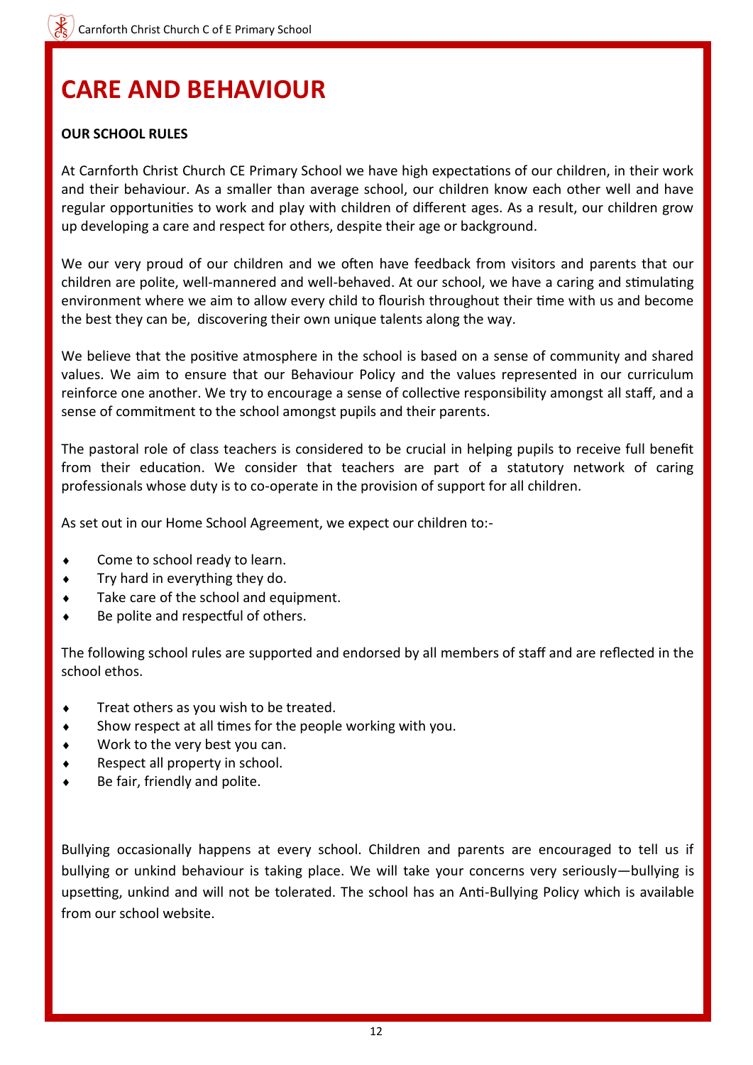# CARE AND BEHAVIOUR

**OUR SCHOOL RULES**

At Carnforth Christ Church CE Primary School we have high expectations of our children, in their work and their behaviour. As a smaller than average school, our children know each other well and have regular opportunities to work and play with children of different ages. As a result, our children grow up developing a care and respect for others, despite their age or background.

We our very proud of our children and we often have feedback from visitors and parents that our children are polite, well-mannered and well-behaved. At our school, we have a caring and stimulating environment where we aim to allow every child to flourish throughout their time with us and become the best they can be, discovering their own unique talents along the way.

We believe that the positive atmosphere in the school is based on a sense of community and shared values. We aim to ensure that our Behaviour Policy and the values represented in our curriculum reinforce one another. We try to encourage a sense of collective responsibility amongst all staff, and a sense of commitment to the school amongst pupils and their parents.

The pastoral role of class teachers is considered to be crucial in helping pupils to receive full benefit from their education. We consider that teachers are part of a statutory network of caring professionals whose duty is to co-operate in the provision of support for all children.

As set out in our Home School Agreement, we expect our children to:-

- Come to school ready to learn.
- Try hard in everything they do.
- Take care of the school and equipment.
- Be polite and respectful of others.

The following school rules are supported and endorsed by all members of staff and are reflected in the school ethos.

- Treat others as you wish to be treated.
- Show respect at all times for the people working with you.
- Work to the very best you can.
- Respect all property in school.
- Be fair, friendly and polite.

Bullying occasionally happens at every school. Children and parents are encouraged to tell us if bullying or unkind behaviour is taking place. We will take your concerns very seriously—bullying is upsetting, unkind and will not be tolerated. The school has an Anti-Bullying Policy which is available from our school website.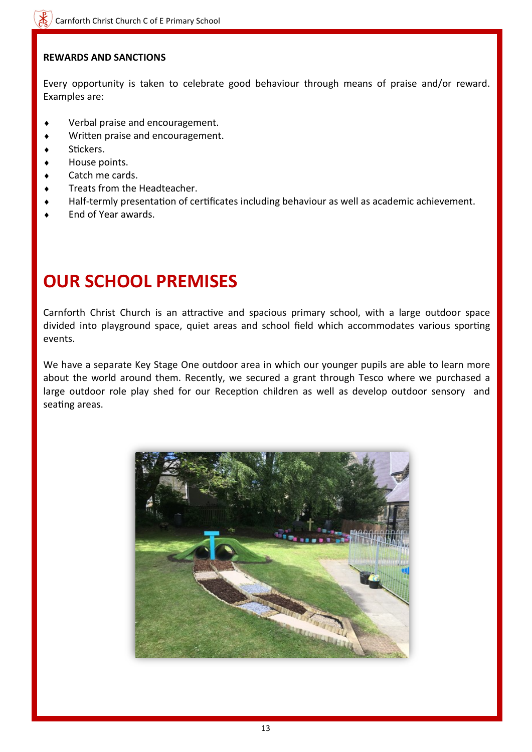**REWARDS AND SANCTIONS**

Every opportunity is taken to celebrate good behaviour through means of praise and/or reward. Examples are:

- Verbal praise and encouragement.
- Written praise and encouragement.
- Stickers.
- House points.
- Catch me cards.
- Treats from the Headteacher.
- Half-termly presentation of certificates including behaviour as well as academic achievement.
- End of Year awards.

# OUR SCHOOL PREMISES

Carnforth Christ Church is an attractive and spacious primary school, with a large outdoor space divided into playground space, quiet areas and school field which accommodates various sporting events.

We have a separate Key Stage One outdoor area in which our younger pupils are able to learn more about the world around them. Recently, we secured a grant through Tesco where we purchased a large outdoor role play shed for our Reception children as well as develop outdoor sensory and seating areas.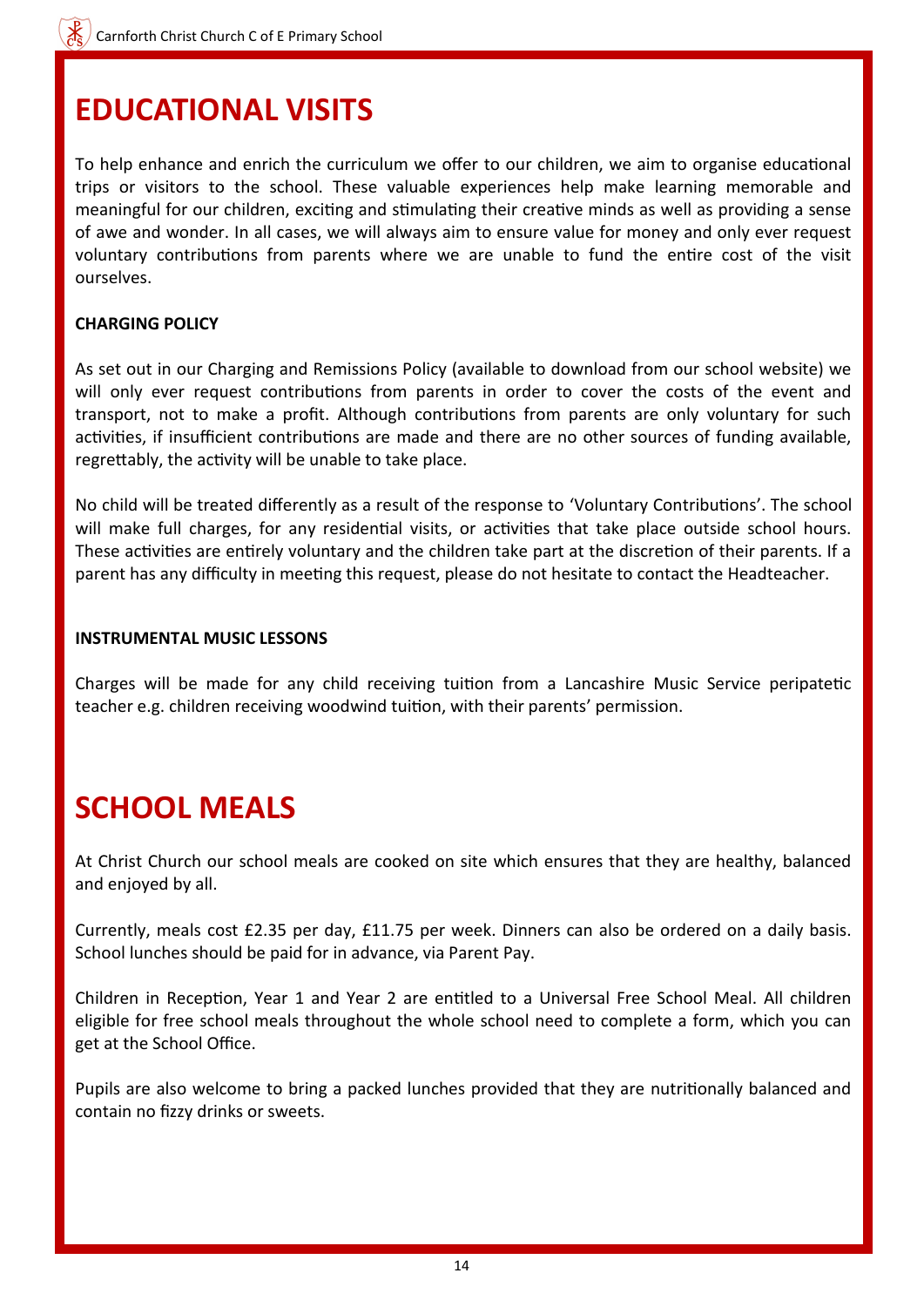# EDUCATIONAL VISITS

To help enhance and enrich the curriculum we offer to our children, we aim to organise educational trips or visitors to the school. These valuable experiences help make learning memorable and meaningful for our children, exciting and stimulating their creative minds as well as providing a sense of awe and wonder. In all cases, we will always aim to ensure value for money and only ever request voluntary contributions from parents where we are unable to fund the entire cost of the visit ourselves.

**CHARGING POLICY**

As set out in our Charging and Remissions Policy (available to download from our school website) we will only ever request contributions from parents in order to cover the costs of the event and transport, not to make a profit. Although contributions from parents are only voluntary for such activities, if insufficient contributions are made and there are no other sources of funding available, regrettably, the activity will be unable to take place.

No child will be treated differently as a result of the response to 'Voluntary Contributions'. The school will make full charges, for any residential visits, or activities that take place outside school hours. These activities are entirely voluntary and the children take part at the discretion of their parents. If a parent has any difficulty in meeting this request, please do not hesitate to contact the Headteacher.

**INSTRUMENTAL MUSIC LESSONS**

Charges will be made for any child receiving tuition from a Lancashire Music Service peripatetic teacher e.g. children receiving woodwind tuition, with their parents' permission.

# SCHOOL MEALS

At Christ Church our school meals are cooked on site which ensures that they are healthy, balanced and enjoyed by all.

Currently, meals cost £2.35 per day, £11.75 per week. Dinners can also be ordered on a daily basis. School lunches should be paid for in advance, via Parent Pay.

Children in Reception, Year 1 and Year 2 are entitled to a Universal Free School Meal. All children eligible for free school meals throughout the whole school need to complete a form, which you can get at the School Office.

Pupils are also welcome to bring a packed lunches provided that they are nutritionally balanced and contain no fizzy drinks or sweets.